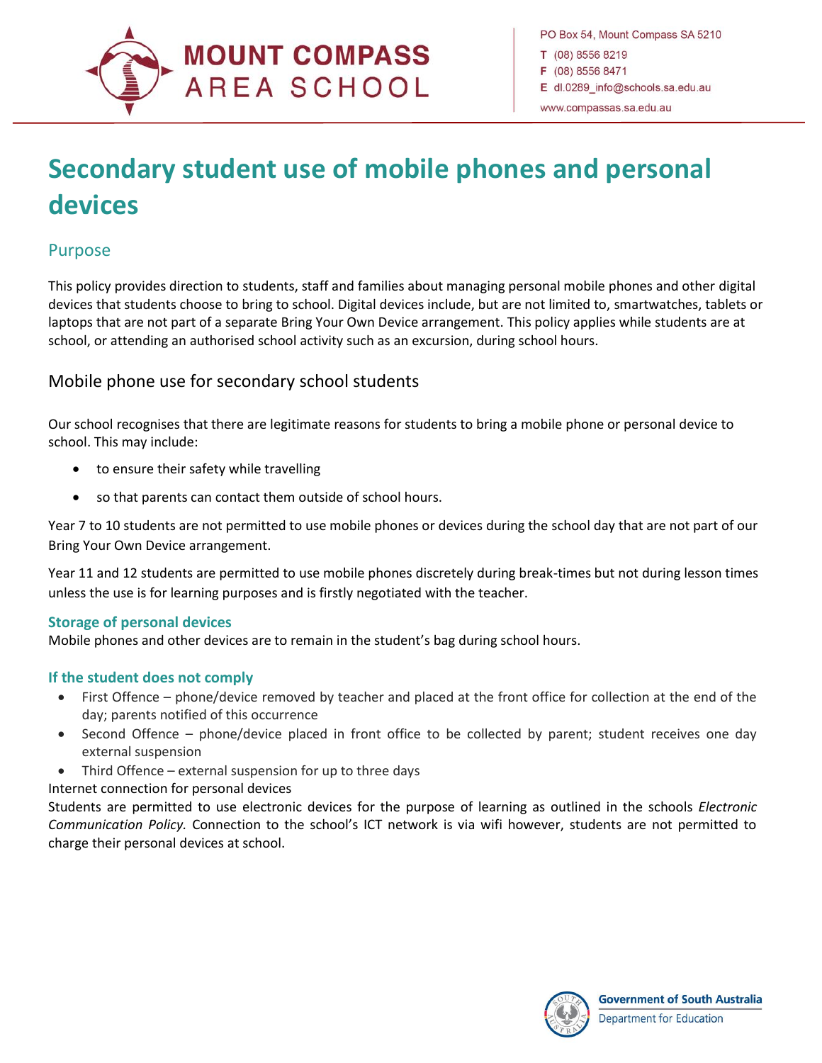MOUNT COMPASS AREA SCHOOL

PO Box 54, Mount Compass SA 5210
T (08) 8556 8219
F (08) 8556 8471
E dl.0289_info@schools.sa.edu.au
www.compassas.sa.edu.au

# Secondary student use of mobile phones and personal devices

## Purpose

This policy provides direction to students, staff and families about managing personal mobile phones and other digital devices that students choose to bring to school. Digital devices include, but are not limited to, smartwatches, tablets or laptops that are not part of a separate Bring Your Own Device arrangement. This policy applies while students are at school, or attending an authorised school activity such as an excursion, during school hours.

## Mobile phone use for secondary school students

Our school recognises that there are legitimate reasons for students to bring a mobile phone or personal device to school. This may include:

- to ensure their safety while travelling
- so that parents can contact them outside of school hours.

Year 7 to 10 students are not permitted to use mobile phones or devices during the school day that are not part of our Bring Your Own Device arrangement.

Year 11 and 12 students are permitted to use mobile phones discretely during break-times but not during lesson times unless the use is for learning purposes and is firstly negotiated with the teacher.

### Storage of personal devices

Mobile phones and other devices are to remain in the student's bag during school hours.

### If the student does not comply

- First Offence – phone/device removed by teacher and placed at the front office for collection at the end of the day; parents notified of this occurrence
- Second Offence – phone/device placed in front office to be collected by parent; student receives one day external suspension
- Third Offence – external suspension for up to three days

Internet connection for personal devices

Students are permitted to use electronic devices for the purpose of learning as outlined in the schools *Electronic Communication Policy.* Connection to the school's ICT network is via wifi however, students are not permitted to charge their personal devices at school.

Government of South Australia
Department for Education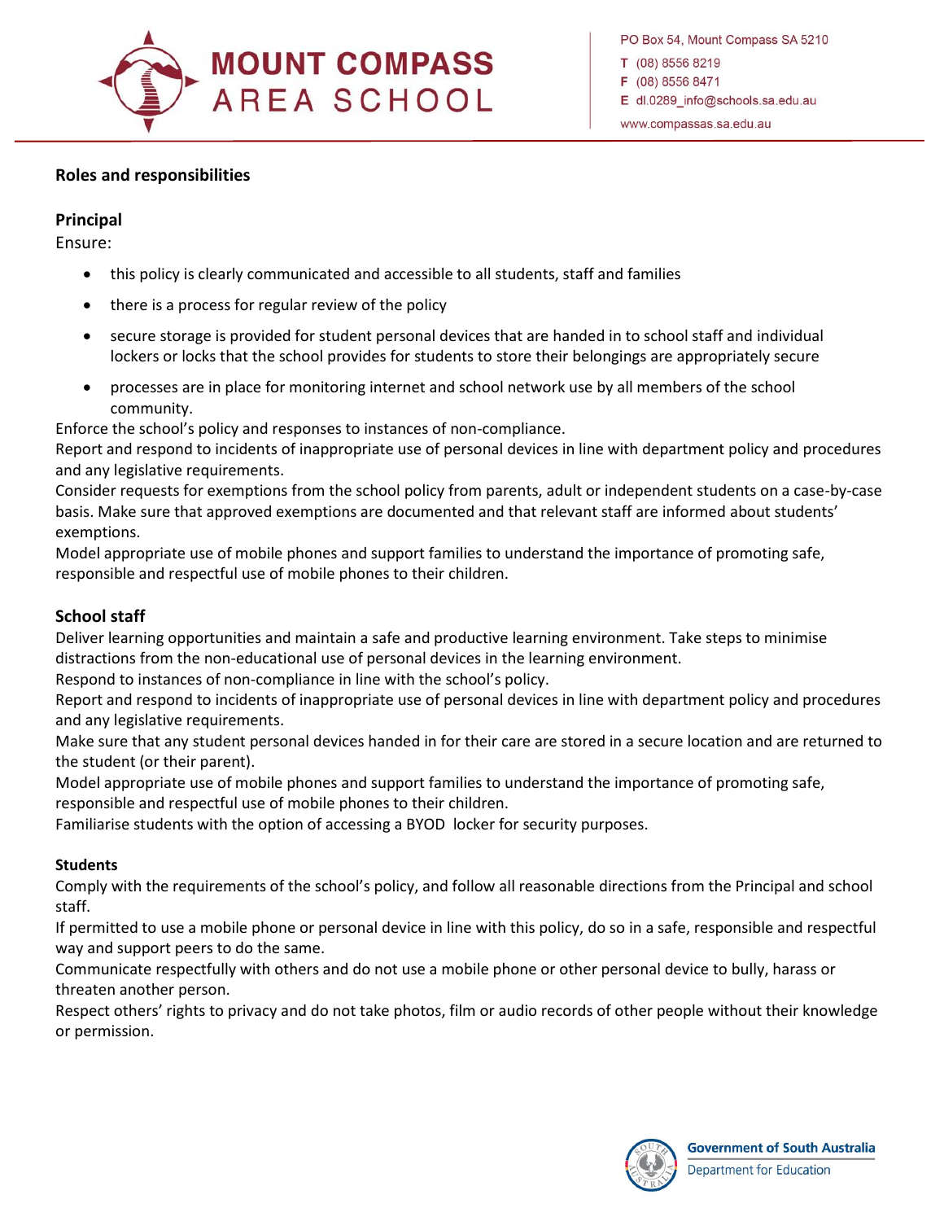**Roles and responsibilities**

**Principal**

Ensure:

- this policy is clearly communicated and accessible to all students, staff and families
- there is a process for regular review of the policy
- secure storage is provided for student personal devices that are handed in to school staff and individual lockers or locks that the school provides for students to store their belongings are appropriately secure
- processes are in place for monitoring internet and school network use by all members of the school community.

Enforce the school's policy and responses to instances of non-compliance.

Report and respond to incidents of inappropriate use of personal devices in line with department policy and procedures and any legislative requirements.

Consider requests for exemptions from the school policy from parents, adult or independent students on a case-by-case basis. Make sure that approved exemptions are documented and that relevant staff are informed about students' exemptions.

Model appropriate use of mobile phones and support families to understand the importance of promoting safe, responsible and respectful use of mobile phones to their children.

**School staff**

Deliver learning opportunities and maintain a safe and productive learning environment. Take steps to minimise distractions from the non-educational use of personal devices in the learning environment.

Respond to instances of non-compliance in line with the school's policy.

Report and respond to incidents of inappropriate use of personal devices in line with department policy and procedures and any legislative requirements.

Make sure that any student personal devices handed in for their care are stored in a secure location and are returned to the student (or their parent).

Model appropriate use of mobile phones and support families to understand the importance of promoting safe, responsible and respectful use of mobile phones to their children.

Familiarise students with the option of accessing a BYOD locker for security purposes.

**Students**

Comply with the requirements of the school's policy, and follow all reasonable directions from the Principal and school staff.

If permitted to use a mobile phone or personal device in line with this policy, do so in a safe, responsible and respectful way and support peers to do the same.

Communicate respectfully with others and do not use a mobile phone or other personal device to bully, harass or threaten another person.

Respect others' rights to privacy and do not take photos, film or audio records of other people without their knowledge or permission.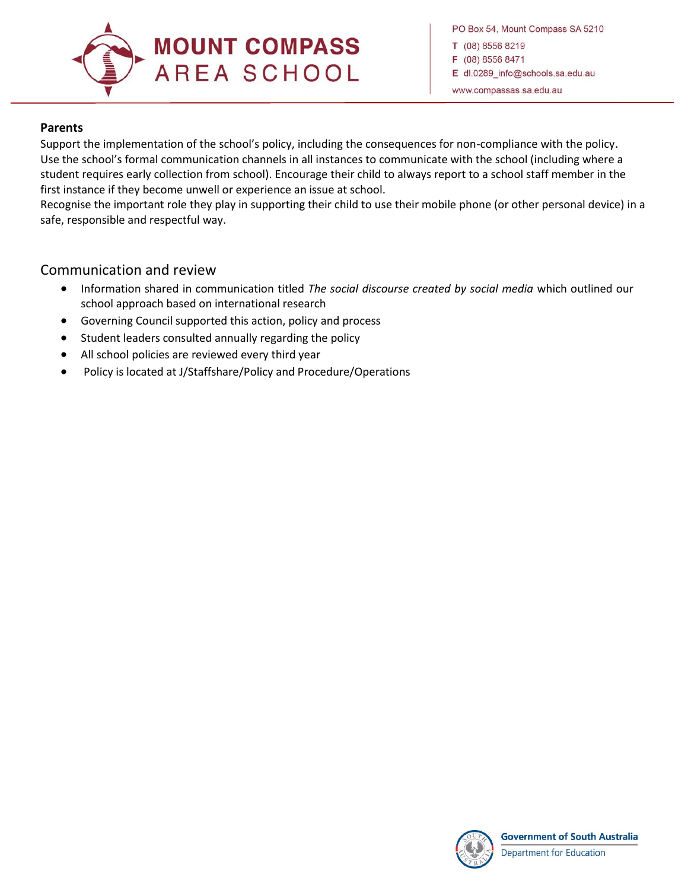**Parents**

Support the implementation of the school's policy, including the consequences for non-compliance with the policy. Use the school's formal communication channels in all instances to communicate with the school (including where a student requires early collection from school). Encourage their child to always report to a school staff member in the first instance if they become unwell or experience an issue at school.

Recognise the important role they play in supporting their child to use their mobile phone (or other personal device) in a safe, responsible and respectful way.

## Communication and review

- Information shared in communication titled *The social discourse created by social media* which outlined our school approach based on international research
- Governing Council supported this action, policy and process
- Student leaders consulted annually regarding the policy
- All school policies are reviewed every third year
- Policy is located at J/Staffshare/Policy and Procedure/Operations